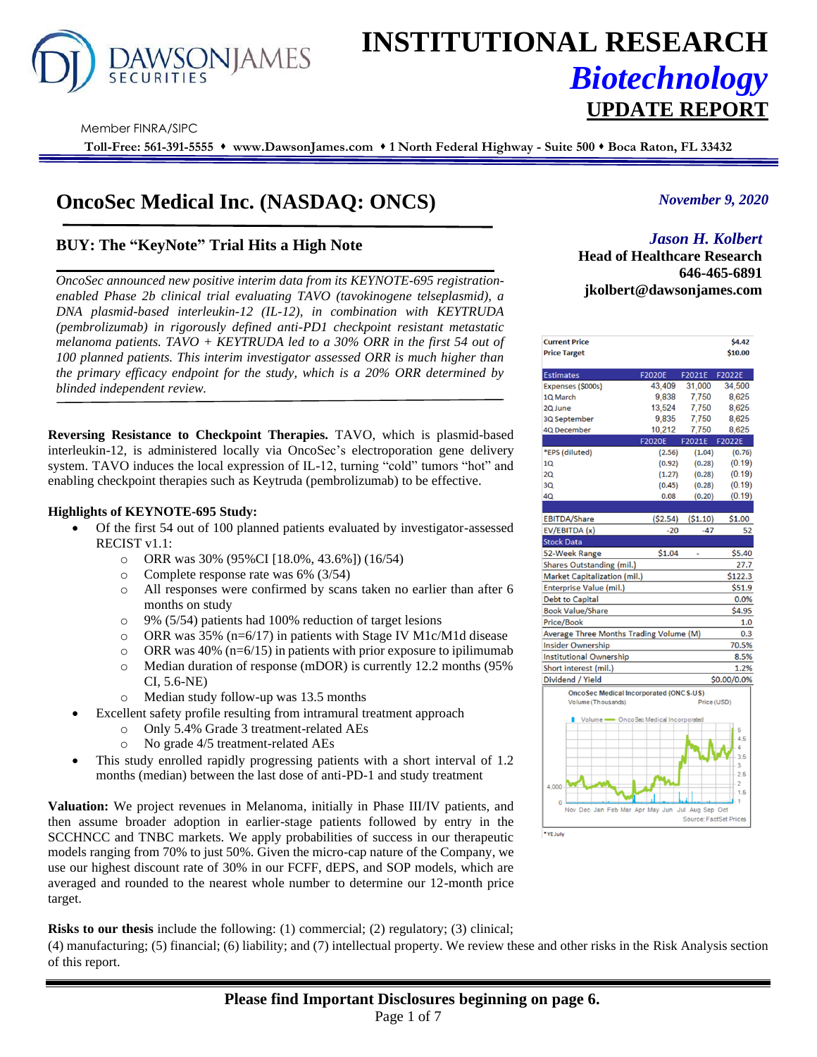# INSTITUTIONAL RESEARCH

## *Biotechnology*

## UPDATE REPORT

Member FINRA/SIPC

**Toll-Free: 561-391-5555 ♦ www.DawsonJames.com ♦ 1 North Federal Highway - Suite 500 ♦ Boca Raton, FL 33432**

# OncoSec Medical Inc. (NASDAQ: ONCS)

*November 9, 2020*

## BUY: The "KeyNote" Trial Hits a High Note

*Jason H. Kolbert*
**Head of Healthcare Research**
**646-465-6891**
**jkolbert@dawsonjames.com**

*OncoSec announced new positive interim data from its KEYNOTE-695 registration-enabled Phase 2b clinical trial evaluating TAVO (tavokinogene telseplasmid), a DNA plasmid-based interleukin-12 (IL-12), in combination with KEYTRUDA (pembrolizumab) in rigorously defined anti-PD1 checkpoint resistant metastatic melanoma patients. TAVO + KEYTRUDA led to a 30% ORR in the first 54 out of 100 planned patients. This interim investigator assessed ORR is much higher than the primary efficacy endpoint for the study, which is a 20% ORR determined by blinded independent review.*

**Reversing Resistance to Checkpoint Therapies.** TAVO, which is plasmid-based interleukin-12, is administered locally via OncoSec's electroporation gene delivery system. TAVO induces the local expression of IL-12, turning "cold" tumors "hot" and enabling checkpoint therapies such as Keytruda (pembrolizumab) to be effective.

**Highlights of KEYNOTE-695 Study:**

- Of the first 54 out of 100 planned patients evaluated by investigator-assessed RECIST v1.1:
  - ORR was 30% (95%CI [18.0%, 43.6%]) (16/54)
  - Complete response rate was 6% (3/54)
  - All responses were confirmed by scans taken no earlier than after 6 months on study
  - 9% (5/54) patients had 100% reduction of target lesions
  - ORR was 35% (n=6/17) in patients with Stage IV M1c/M1d disease
  - ORR was 40% (n=6/15) in patients with prior exposure to ipilimumab
  - Median duration of response (mDOR) is currently 12.2 months (95% CI, 5.6-NE)
  - Median study follow-up was 13.5 months
- Excellent safety profile resulting from intramural treatment approach
  - Only 5.4% Grade 3 treatment-related AEs
  - No grade 4/5 treatment-related AEs
- This study enrolled rapidly progressing patients with a short interval of 1.2 months (median) between the last dose of anti-PD-1 and study treatment

**Valuation:** We project revenues in Melanoma, initially in Phase III/IV patients, and then assume broader adoption in earlier-stage patients followed by entry in the SCCHNCC and TNBC markets. We apply probabilities of success in our therapeutic models ranging from 70% to just 50%. Given the micro-cap nature of the Company, we use our highest discount rate of 30% in our FCFF, dEPS, and SOP models, which are averaged and rounded to the nearest whole number to determine our 12-month price target.

**Risks to our thesis** include the following: (1) commercial; (2) regulatory; (3) clinical; (4) manufacturing; (5) financial; (6) liability; and (7) intellectual property. We review these and other risks in the Risk Analysis section of this report.

| | | | |
|---|---|---|---|
| **Current Price** | | | **$4.42** |
| **Price Target** | | | **$10.00** |

| Estimates | F2020E | F2021E | F2022E |
|---|---|---|---|
| Expenses ($000s) | 43,409 | 31,000 | 34,500 |
| 1Q March | 9,838 | 7,750 | 8,625 |
| 2Q June | 13,524 | 7,750 | 8,625 |
| 3Q September | 9,835 | 7,750 | 8,625 |
| 4Q December | 10,212 | 7,750 | 8,625 |
| | F2020E | F2021E | F2022E |
| *EPS (diluted) | (2.56) | (1.04) | (0.76) |
| 1Q | (0.92) | (0.28) | (0.19) |
| 2Q | (1.27) | (0.28) | (0.19) |
| 3Q | (0.45) | (0.28) | (0.19) |
| 4Q | 0.08 | (0.20) | (0.19) |
| EBITDA/Share | ($2.54) | ($1.10) | $1.00 |
| EV/EBITDA (x) | -20 | -47 | 52 |

| Stock Data | | | |
|---|---|---|---|
| 52-Week Range | $1.04 | - | $5.40 |
| Shares Outstanding (mil.) | | | 27.7 |
| Market Capitalization (mil.) | | | $122.3 |
| Enterprise Value (mil.) | | | $51.9 |
| Debt to Capital | | | 0.0% |
| Book Value/Share | | | $4.95 |
| Price/Book | | | 1.0 |
| Average Three Months Trading Volume (M) | | | 0.3 |
| Insider Ownership | | | 70.5% |
| Institutional Ownership | | | 8.5% |
| Short interest (mil.) | | | 1.2% |
| Dividend / Yield | | | $0.00/0.0% |

OncoSec Medical Incorporated (ONCS-US)
Volume (Thousands) — Price (USD)
Source: FactSet Prices

*YE July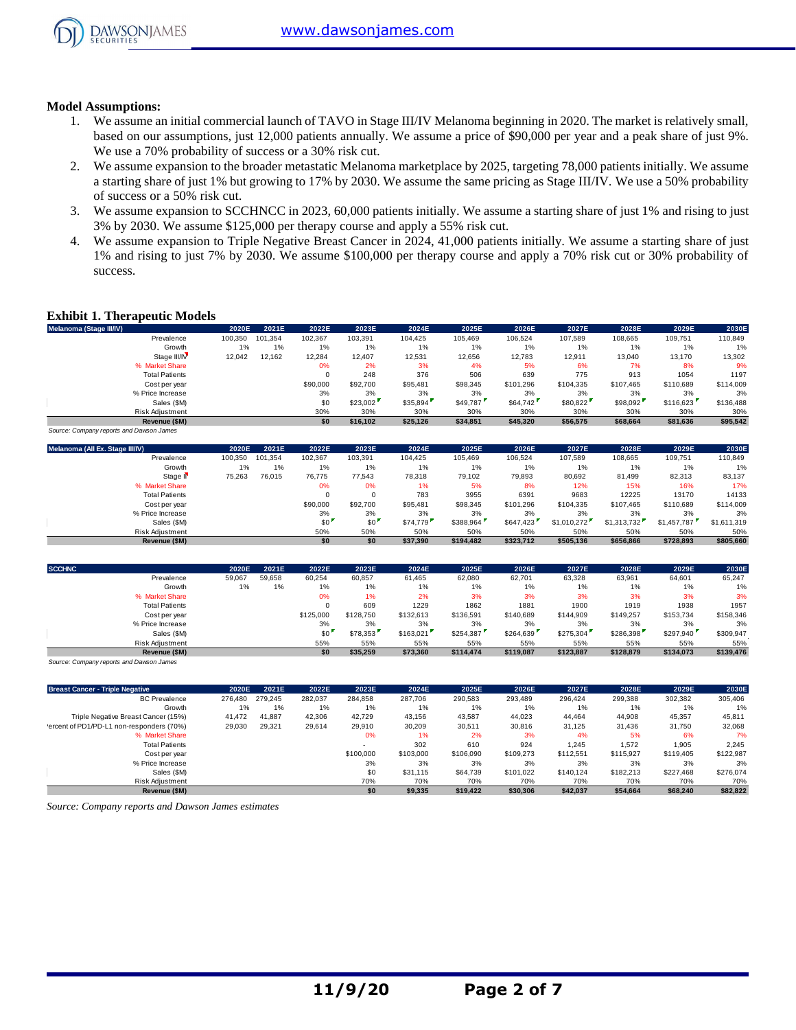**Model Assumptions:**

1. We assume an initial commercial launch of TAVO in Stage III/IV Melanoma beginning in 2020. The market is relatively small, based on our assumptions, just 12,000 patients annually. We assume a price of $90,000 per year and a peak share of just 9%. We use a 70% probability of success or a 30% risk cut.
2. We assume expansion to the broader metastatic Melanoma marketplace by 2025, targeting 78,000 patients initially. We assume a starting share of just 1% but growing to 17% by 2030. We assume the same pricing as Stage III/IV. We use a 50% probability of success or a 50% risk cut.
3. We assume expansion to SCCHNCC in 2023, 60,000 patients initially. We assume a starting share of just 1% and rising to just 3% by 2030. We assume $125,000 per therapy course and apply a 55% risk cut.
4. We assume expansion to Triple Negative Breast Cancer in 2024, 41,000 patients initially. We assume a starting share of just 1% and rising to just 7% by 2030. We assume $100,000 per therapy course and apply a 70% risk cut or 30% probability of success.

## Exhibit 1. Therapeutic Models

| Melanoma (Stage III/IV) | 2020E | 2021E | 2022E | 2023E | 2024E | 2025E | 2026E | 2027E | 2028E | 2029E | 2030E |
|---|---|---|---|---|---|---|---|---|---|---|---|
| Prevalence | 100,350 | 101,354 | 102,367 | 103,391 | 104,425 | 105,469 | 106,524 | 107,589 | 108,665 | 109,751 | 110,849 |
| Growth | 1% | 1% | 1% | 1% | 1% | 1% | 1% | 1% | 1% | 1% | 1% |
| Stage III/IV | 12,042 | 12,162 | 12,284 | 12,407 | 12,531 | 12,656 | 12,783 | 12,911 | 13,040 | 13,170 | 13,302 |
| % Market Share | | | 0% | 2% | 3% | 4% | 5% | 6% | 7% | 8% | 9% |
| Total Patients | | | 0 | 248 | 376 | 506 | 639 | 775 | 913 | 1054 | 1197 |
| Cost per year | | | $90,000 | $92,700 | $95,481 | $98,345 | $101,296 | $104,335 | $107,465 | $110,689 | $114,009 |
| % Price Increase | | | 3% | 3% | 3% | 3% | 3% | 3% | 3% | 3% | 3% |
| Sales ($M) | | | $0 | $23,002 | $35,894 | $49,787 | $64,742 | $80,822 | $98,092 | $116,623 | $136,488 |
| Risk Adjustment | | | 30% | 30% | 30% | 30% | 30% | 30% | 30% | 30% | 30% |
| **Revenue ($M)** | | | **$0** | **$16,102** | **$25,126** | **$34,851** | **$45,320** | **$56,575** | **$68,664** | **$81,636** | **$95,542** |

*Source: Company reports and Dawson James*

| Melanoma (All Ex. Stage III/IV) | 2020E | 2021E | 2022E | 2023E | 2024E | 2025E | 2026E | 2027E | 2028E | 2029E | 2030E |
|---|---|---|---|---|---|---|---|---|---|---|---|
| Prevalence | 100,350 | 101,354 | 102,367 | 103,391 | 104,425 | 105,469 | 106,524 | 107,589 | 108,665 | 109,751 | 110,849 |
| Growth | 1% | 1% | 1% | 1% | 1% | 1% | 1% | 1% | 1% | 1% | 1% |
| Stage II | 75,263 | 76,015 | 76,775 | 77,543 | 78,318 | 79,102 | 79,893 | 80,692 | 81,499 | 82,313 | 83,137 |
| % Market Share | | | 0% | 0% | 1% | 5% | 8% | 12% | 15% | 16% | 17% |
| Total Patients | | | 0 | 0 | 783 | 3955 | 6391 | 9683 | 12225 | 13170 | 14133 |
| Cost per year | | | $90,000 | $92,700 | $95,481 | $98,345 | $101,296 | $104,335 | $107,465 | $110,689 | $114,009 |
| % Price Increase | | | 3% | 3% | 3% | 3% | 3% | 3% | 3% | 3% | 3% |
| Sales ($M) | | | $0 | $0 | $74,779 | $388,964 | $647,423 | $1,010,272 | $1,313,732 | $1,457,787 | $1,611,319 |
| Risk Adjustment | | | 50% | 50% | 50% | 50% | 50% | 50% | 50% | 50% | 50% |
| **Revenue ($M)** | | | **$0** | **$0** | **$37,390** | **$194,482** | **$323,712** | **$505,136** | **$656,866** | **$728,893** | **$805,660** |

| SCCHNC | 2020E | 2021E | 2022E | 2023E | 2024E | 2025E | 2026E | 2027E | 2028E | 2029E | 2030E |
|---|---|---|---|---|---|---|---|---|---|---|---|
| Prevalence | 59,067 | 59,658 | 60,254 | 60,857 | 61,465 | 62,080 | 62,701 | 63,328 | 63,961 | 64,601 | 65,247 |
| Growth | 1% | 1% | 1% | 1% | 1% | 1% | 1% | 1% | 1% | 1% | 1% |
| % Market Share | | | 0% | 1% | 2% | 3% | 3% | 3% | 3% | 3% | 3% |
| Total Patients | | | 0 | 609 | 1229 | 1862 | 1881 | 1900 | 1919 | 1938 | 1957 |
| Cost per year | | | $125,000 | $128,750 | $132,613 | $136,591 | $140,689 | $144,909 | $149,257 | $153,734 | $158,346 |
| % Price Increase | | | 3% | 3% | 3% | 3% | 3% | 3% | 3% | 3% | 3% |
| Sales ($M) | | | $0 | $78,353 | $163,021 | $254,387 | $264,639 | $275,304 | $286,398 | $297,940 | $309,947 |
| Risk Adjustment | | | 55% | 55% | 55% | 55% | 55% | 55% | 55% | 55% | 55% |
| **Revenue ($M)** | | | **$0** | **$35,259** | **$73,360** | **$114,474** | **$119,087** | **$123,887** | **$128,879** | **$134,073** | **$139,476** |

*Source: Company reports and Dawson James*

| Breast Cancer - Triple Negative | 2020E | 2021E | 2022E | 2023E | 2024E | 2025E | 2026E | 2027E | 2028E | 2029E | 2030E |
|---|---|---|---|---|---|---|---|---|---|---|---|
| BC Prevalence | 276,480 | 279,245 | 282,037 | 284,858 | 287,706 | 290,583 | 293,489 | 296,424 | 299,388 | 302,382 | 305,406 |
| Growth | 1% | 1% | 1% | 1% | 1% | 1% | 1% | 1% | 1% | 1% | 1% |
| Triple Negative Breast Cancer (15%) | 41,472 | 41,887 | 42,306 | 42,729 | 43,156 | 43,587 | 44,023 | 44,464 | 44,908 | 45,357 | 45,811 |
| Percent of PD1/PD-L1 non-responders (70%) | 29,030 | 29,321 | 29,614 | 29,910 | 30,209 | 30,511 | 30,816 | 31,125 | 31,436 | 31,750 | 32,068 |
| % Market Share | | | | 0% | 1% | 2% | 3% | 4% | 5% | 6% | 7% |
| Total Patients | | | | - | 302 | 610 | 924 | 1,245 | 1,572 | 1,905 | 2,245 |
| Cost per year | | | | $100,000 | $103,000 | $106,090 | $109,273 | $112,551 | $115,927 | $119,405 | $122,987 |
| % Price Increase | | | | 3% | 3% | 3% | 3% | 3% | 3% | 3% | 3% |
| Sales ($M) | | | | $0 | $31,115 | $64,739 | $101,022 | $140,124 | $182,213 | $227,468 | $276,074 |
| Risk Adjustment | | | | 70% | 70% | 70% | 70% | 70% | 70% | 70% | 70% |
| **Revenue ($M)** | | | | **$0** | **$9,335** | **$19,422** | **$30,306** | **$42,037** | **$54,664** | **$68,240** | **$82,822** |

*Source: Company reports and Dawson James estimates*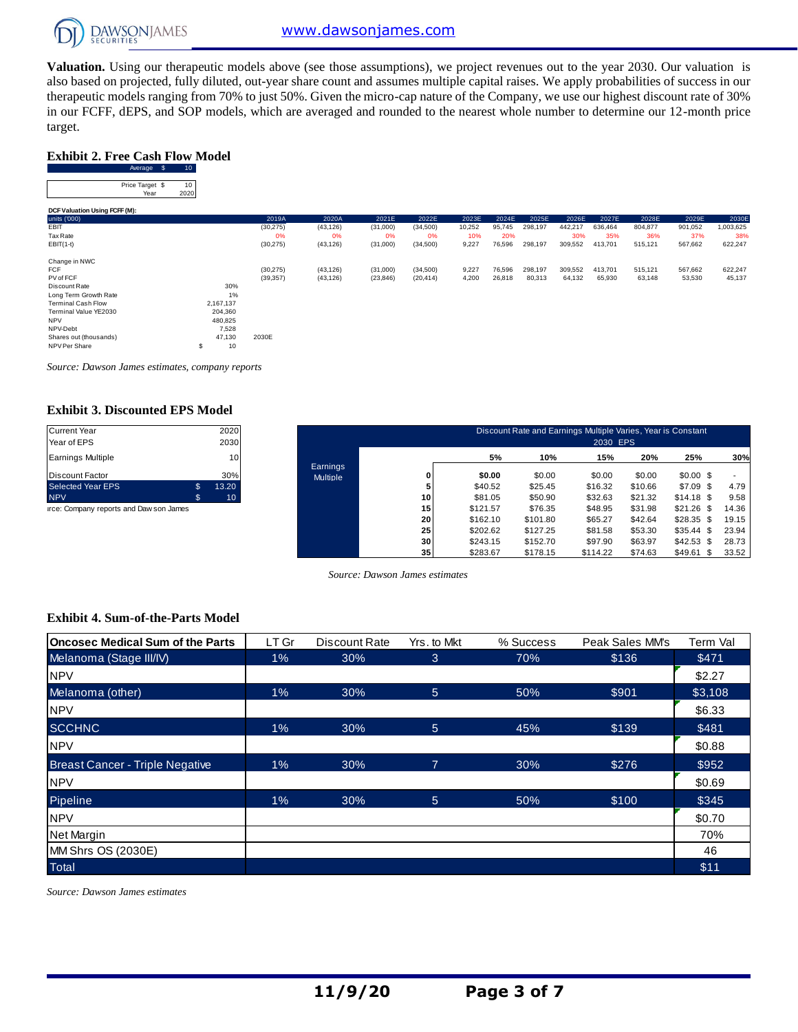**Valuation.** Using our therapeutic models above (see those assumptions), we project revenues out to the year 2030. Our valuation is also based on projected, fully diluted, out-year share count and assumes multiple capital raises. We apply probabilities of success in our therapeutic models ranging from 70% to just 50%. Given the micro-cap nature of the Company, we use our highest discount rate of 30% in our FCFF, dEPS, and SOP models, which are averaged and rounded to the nearest whole number to determine our 12-month price target.

### Exhibit 2. Free Cash Flow Model

| | | |
|---|---|---|
| Average | $ | 10 |

| | | |
|---|---|---|
| Price Target | $ | 10 |
| Year | | 2020 |

**DCF Valuation Using FCFF (M):**

| units ('000) | | | 2019A | 2020A | 2021E | 2022E | 2023E | 2024E | 2025E | 2026E | 2027E | 2028E | 2029E | 2030E |
|---|---|---|---|---|---|---|---|---|---|---|---|---|---|---|
| EBIT | | | (30,275) | (43,126) | (31,000) | (34,500) | 10,252 | 95,745 | 298,197 | 442,217 | 636,464 | 804,877 | 901,052 | 1,003,625 |
| Tax Rate | | | 0% | 0% | 0% | 0% | 10% | 20% | | 30% | 35% | 36% | 37% | 38% |
| EBIT(1-t) | | | (30,275) | (43,126) | (31,000) | (34,500) | 9,227 | 76,596 | 298,197 | 309,552 | 413,701 | 515,121 | 567,662 | 622,247 |
| | | | | | | | | | | | | | | |
| Change in NWC | | | | | | | | | | | | | | |
| FCF | | | (30,275) | (43,126) | (31,000) | (34,500) | 9,227 | 76,596 | 298,197 | 309,552 | 413,701 | 515,121 | 567,662 | 622,247 |
| PV of FCF | | | (39,357) | (43,126) | (23,846) | (20,414) | 4,200 | 26,818 | 80,313 | 64,132 | 65,930 | 63,148 | 53,530 | 45,137 |
| Discount Rate | | 30% | | | | | | | | | | | | |
| Long Term Growth Rate | | 1% | | | | | | | | | | | | |
| Terminal Cash Flow | | 2,167,137 | | | | | | | | | | | | |
| Terminal Value YE2030 | | 204,360 | | | | | | | | | | | | |
| NPV | | 480,825 | | | | | | | | | | | | |
| NPV-Debt | | 7,528 | | | | | | | | | | | | |
| Shares out (thousands) | | 47,130 | 2030E | | | | | | | | | | | |
| NPV Per Share | $ | 10 | | | | | | | | | | | | |

*Source: Dawson James estimates, company reports*

### Exhibit 3. Discounted EPS Model

| | | |
|---|---|---|
| Current Year | | 2020 |
| Year of EPS | | 2030 |
| Earnings Multiple | | 10 |
| Discount Factor | | 30% |
| Selected Year EPS | $ | 13.20 |
| NPV | $ | 10 |

rce: Company reports and Dawson James

| Discount Rate and Earnings Multiple Varies, Year is Constant 2030 EPS | | | | | | | |
|---|---|---|---|---|---|---|---|
| | | 5% | 10% | 15% | 20% | 25% | 30% |
| Earnings Multiple | 0 | $0.00 | $0.00 | $0.00 | $0.00 | $0.00 | $ - |
| | 5 | $40.52 | $25.45 | $16.32 | $10.66 | $7.09 | $ 4.79 |
| | 10 | $81.05 | $50.90 | $32.63 | $21.32 | $14.18 | $ 9.58 |
| | 15 | $121.57 | $76.35 | $48.95 | $31.98 | $21.26 | $ 14.36 |
| | 20 | $162.10 | $101.80 | $65.27 | $42.64 | $28.35 | $ 19.15 |
| | 25 | $202.62 | $127.25 | $81.58 | $53.30 | $35.44 | $ 23.94 |
| | 30 | $243.15 | $152.70 | $97.90 | $63.97 | $42.53 | $ 28.73 |
| | 35 | $283.67 | $178.15 | $114.22 | $74.63 | $49.61 | $ 33.52 |

*Source: Dawson James estimates*

### Exhibit 4. Sum-of-the-Parts Model

| Oncosec Medical Sum of the Parts | LT Gr | Discount Rate | Yrs. to Mkt | % Success | Peak Sales MM's | Term Val |
|---|---|---|---|---|---|---|
| Melanoma (Stage III/IV) | 1% | 30% | 3 | 70% | $136 | $471 |
| NPV | | | | | | $2.27 |
| Melanoma (other) | 1% | 30% | 5 | 50% | $901 | $3,108 |
| NPV | | | | | | $6.33 |
| SCCHNC | 1% | 30% | 5 | 45% | $139 | $481 |
| NPV | | | | | | $0.88 |
| Breast Cancer - Triple Negative | 1% | 30% | 7 | 30% | $276 | $952 |
| NPV | | | | | | $0.69 |
| Pipeline | 1% | 30% | 5 | 50% | $100 | $345 |
| NPV | | | | | | $0.70 |
| Net Margin | | | | | | 70% |
| MM Shrs OS (2030E) | | | | | | 46 |
| Total | | | | | | $11 |

*Source: Dawson James estimates*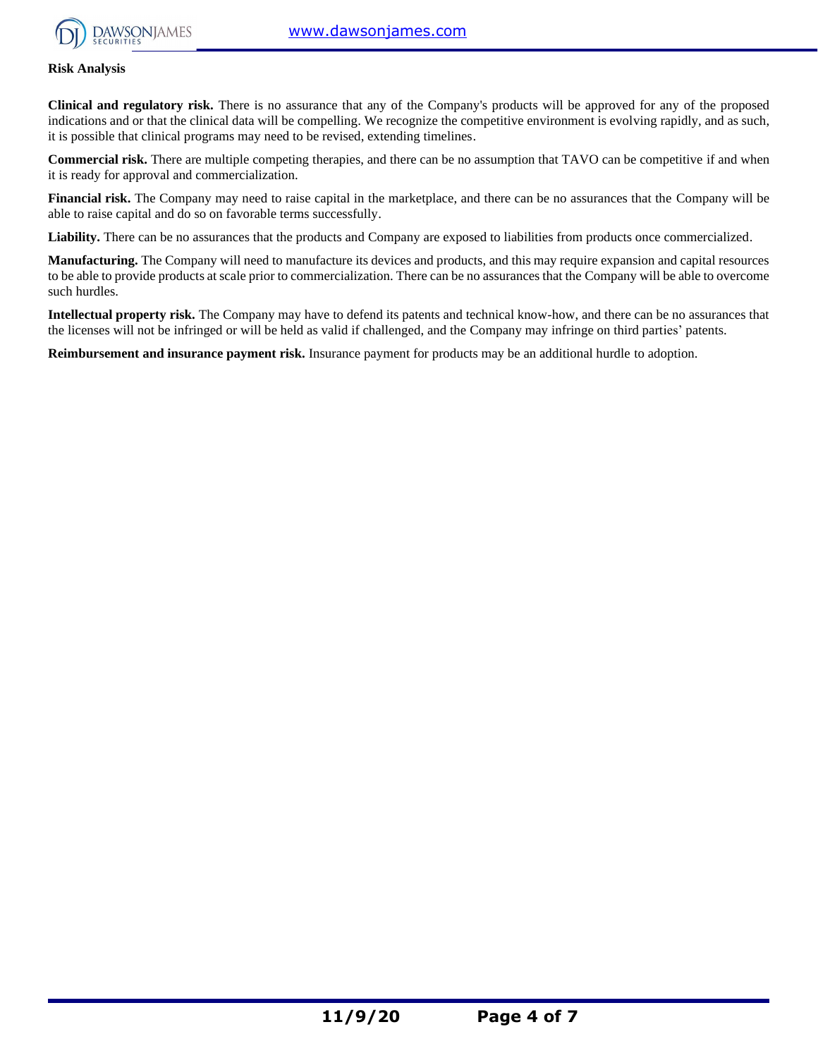**Risk Analysis**

**Clinical and regulatory risk.** There is no assurance that any of the Company's products will be approved for any of the proposed indications and or that the clinical data will be compelling. We recognize the competitive environment is evolving rapidly, and as such, it is possible that clinical programs may need to be revised, extending timelines.

**Commercial risk.** There are multiple competing therapies, and there can be no assumption that TAVO can be competitive if and when it is ready for approval and commercialization.

**Financial risk.** The Company may need to raise capital in the marketplace, and there can be no assurances that the Company will be able to raise capital and do so on favorable terms successfully.

**Liability.** There can be no assurances that the products and Company are exposed to liabilities from products once commercialized.

**Manufacturing.** The Company will need to manufacture its devices and products, and this may require expansion and capital resources to be able to provide products at scale prior to commercialization. There can be no assurances that the Company will be able to overcome such hurdles.

**Intellectual property risk.** The Company may have to defend its patents and technical know-how, and there can be no assurances that the licenses will not be infringed or will be held as valid if challenged, and the Company may infringe on third parties' patents.

**Reimbursement and insurance payment risk.** Insurance payment for products may be an additional hurdle to adoption.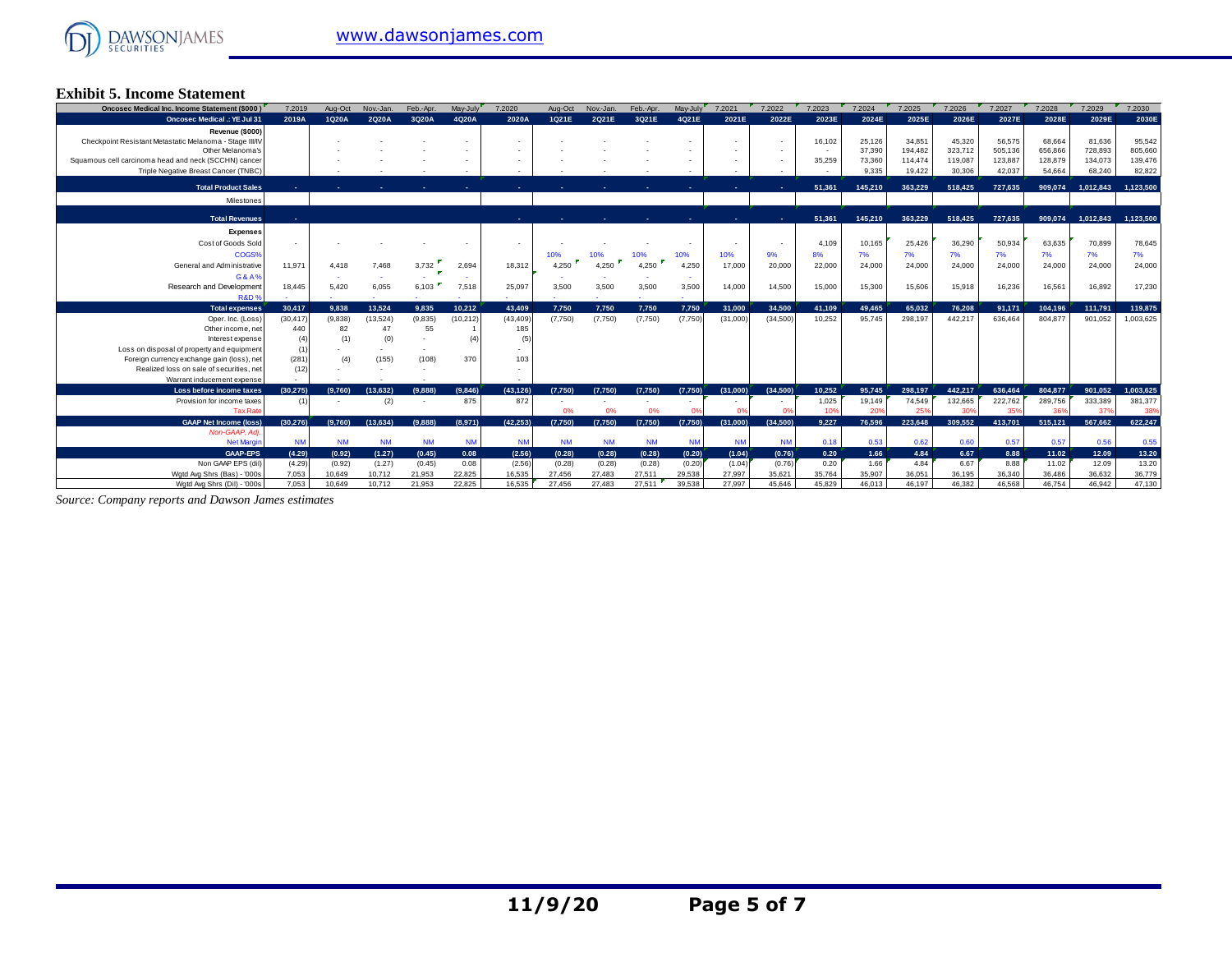## Exhibit 5. Income Statement

| Oncosec Medical Inc. Income Statement ($000) | 7.2019 | Aug-Oct | Nov.-Jan. | Feb.-Apr. | May-July | 7.2020 | Aug-Oct | Nov.-Jan. | Feb.-Apr. | May-July | 7.2021 | 7.2022 | 7.2023 | 7.2024 | 7.2025 | 7.2026 | 7.2027 | 7.2028 | 7.2029 | 7.2030 |
|---|---|---|---|---|---|---|---|---|---|---|---|---|---|---|---|---|---|---|---|---|
| Oncosec Medical .: YE Jul 31 | 2019A | 1Q20A | 2Q20A | 3Q20A | 4Q20A | 2020A | 1Q21E | 2Q21E | 3Q21E | 4Q21E | 2021E | 2022E | 2023E | 2024E | 2025E | 2026E | 2027E | 2028E | 2029E | 2030E |
| Revenue ($000) | | | | | | | | | | | | | | | | | | | | |
| Checkpoint Resistant Metastatic Melanoma - Stage III/IV | | - | - | - | - | - | - | - | - | - | - | - | 16,102 | 25,126 | 34,851 | 45,320 | 56,575 | 68,664 | 81,636 | 95,542 |
| Other Melanoma's | | - | - | - | - | - | - | - | - | - | - | - | - | 37,390 | 194,482 | 323,712 | 505,136 | 656,866 | 728,893 | 805,660 |
| Squamous cell carcinoma head and neck (SCCHN) cancer | | - | - | - | - | - | - | - | - | - | - | - | 35,259 | 73,360 | 114,474 | 119,087 | 123,887 | 128,879 | 134,073 | 139,476 |
| Triple Negative Breast Cancer (TNBC) | | - | - | - | - | - | - | - | - | - | - | - | - | 9,335 | 19,422 | 30,306 | 42,037 | 54,664 | 68,240 | 82,822 |
| Total Product Sales | - | - | - | - | - | - | - | - | - | - | - | - | 51,361 | 145,210 | 363,229 | 518,425 | 727,635 | 909,074 | 1,012,843 | 1,123,500 |
| Milestones | | | | | | | | | | | | | | | | | | | | |
| Total Revenues | - | | | | | - | - | - | - | - | - | - | 51,361 | 145,210 | 363,229 | 518,425 | 727,635 | 909,074 | 1,012,843 | 1,123,500 |
| Expenses | | | | | | | | | | | | | | | | | | | | |
| Cost of Goods Sold | - | - | - | - | - | - | - | - | - | - | - | - | 4,109 | 10,165 | 25,426 | 36,290 | 50,934 | 63,635 | 70,899 | 78,645 |
| COGS% | | | | | | | 10% | 10% | 10% | 10% | 10% | 9% | 8% | 7% | 7% | 7% | 7% | 7% | 7% | 7% |
| General and Administrative | 11,971 | 4,418 | 7,468 | 3,732 | 2,694 | 18,312 | 4,250 | 4,250 | 4,250 | 4,250 | 17,000 | 20,000 | 22,000 | 24,000 | 24,000 | 24,000 | 24,000 | 24,000 | 24,000 | 24,000 |
| G&A% | | - | - | - | - | | | | | | | | | | | | | | | |
| Research and Development | 18,445 | 5,420 | 6,055 | 6,103 | 7,518 | 25,097 | 3,500 | 3,500 | 3,500 | 3,500 | 14,000 | 14,500 | 15,000 | 15,300 | 15,606 | 15,918 | 16,236 | 16,561 | 16,892 | 17,230 |
| R&D % | - | - | - | - | - | - | - | - | - | - | | | | | | | | | | |
| Total expenses | 30,417 | 9,838 | 13,524 | 9,835 | 10,212 | 43,409 | 7,750 | 7,750 | 7,750 | 7,750 | 31,000 | 34,500 | 41,109 | 49,465 | 65,032 | 76,208 | 91,171 | 104,196 | 111,791 | 119,875 |
| Oper. Inc. (Loss) | (30,417) | (9,838) | (13,524) | (9,835) | (10,212) | (43,409) | (7,750) | (7,750) | (7,750) | (7,750) | (31,000) | (34,500) | 10,252 | 95,745 | 298,197 | 442,217 | 636,464 | 804,877 | 901,052 | 1,003,625 |
| Other income, net | 440 | 82 | 47 | 55 | 1 | 185 | | | | | | | | | | | | | | |
| Interest expense | (4) | (1) | (0) | - | (4) | (5) | | | | | | | | | | | | | | |
| Loss on disposal of property and equipment | (1) | - | - | - | | - | | | | | | | | | | | | | | |
| Foreign currency exchange gain (loss), net | (281) | (4) | (155) | (108) | 370 | 103 | | | | | | | | | | | | | | |
| Realized loss on sale of securities, net | (12) | - | - | - | | - | | | | | | | | | | | | | | |
| Warrant inducement expense | - | - | - | - | | - | | | | | | | | | | | | | | |
| Loss before income taxes | (30,275) | (9,760) | (13,632) | (9,888) | (9,846) | (43,126) | (7,750) | (7,750) | (7,750) | (7,750) | (31,000) | (34,500) | 10,252 | 95,745 | 298,197 | 442,217 | 636,464 | 804,877 | 901,052 | 1,003,625 |
| Provision for income taxes | (1) | - | (2) | - | 875 | 872 | - | - | - | - | - | - | 1,025 | 19,149 | 74,549 | 132,665 | 222,762 | 289,756 | 333,389 | 381,377 |
| Tax Rate | | | | | | | 0% | 0% | 0% | 0% | 0% | 0% | 10% | 20% | 25% | 30% | 35% | 36% | 37% | 38% |
| GAAP Net Income (loss) | (30,276) | (9,760) | (13,634) | (9,888) | (8,971) | (42,253) | (7,750) | (7,750) | (7,750) | (7,750) | (31,000) | (34,500) | 9,227 | 76,596 | 223,648 | 309,552 | 413,701 | 515,121 | 567,662 | 622,247 |
| Non-GAAP, Adj. | | | | | | | | | | | | | | | | | | | | |
| Net Margin | NM | NM | NM | NM | NM | NM | NM | NM | NM | NM | NM | NM | 0.18 | 0.53 | 0.62 | 0.60 | 0.57 | 0.57 | 0.56 | 0.55 |
| GAAP-EPS | (4.29) | (0.92) | (1.27) | (0.45) | 0.08 | (2.56) | (0.28) | (0.28) | (0.28) | (0.20) | (1.04) | (0.76) | 0.20 | 1.66 | 4.84 | 6.67 | 8.88 | 11.02 | 12.09 | 13.20 |
| Non GAAP EPS (dil) | (4.29) | (0.92) | (1.27) | (0.45) | 0.08 | (2.56) | (0.28) | (0.28) | (0.28) | (0.20) | (1.04) | (0.76) | 0.20 | 1.66 | 4.84 | 6.67 | 8.88 | 11.02 | 12.09 | 13.20 |
| Wgtd Avg Shrs (Bas) - '000s | 7,053 | 10,649 | 10,712 | 21,953 | 22,825 | 16,535 | 27,456 | 27,483 | 27,511 | 29,538 | 27,997 | 35,621 | 35,764 | 35,907 | 36,051 | 36,195 | 36,340 | 36,486 | 36,632 | 36,779 |
| Wgtd Avg Shrs (Dil) - '000s | 7,053 | 10,649 | 10,712 | 21,953 | 22,825 | 16,535 | 27,456 | 27,483 | 27,511 | 39,538 | 27,997 | 45,646 | 45,829 | 46,013 | 46,197 | 46,382 | 46,568 | 46,754 | 46,942 | 47,130 |

*Source: Company reports and Dawson James estimates*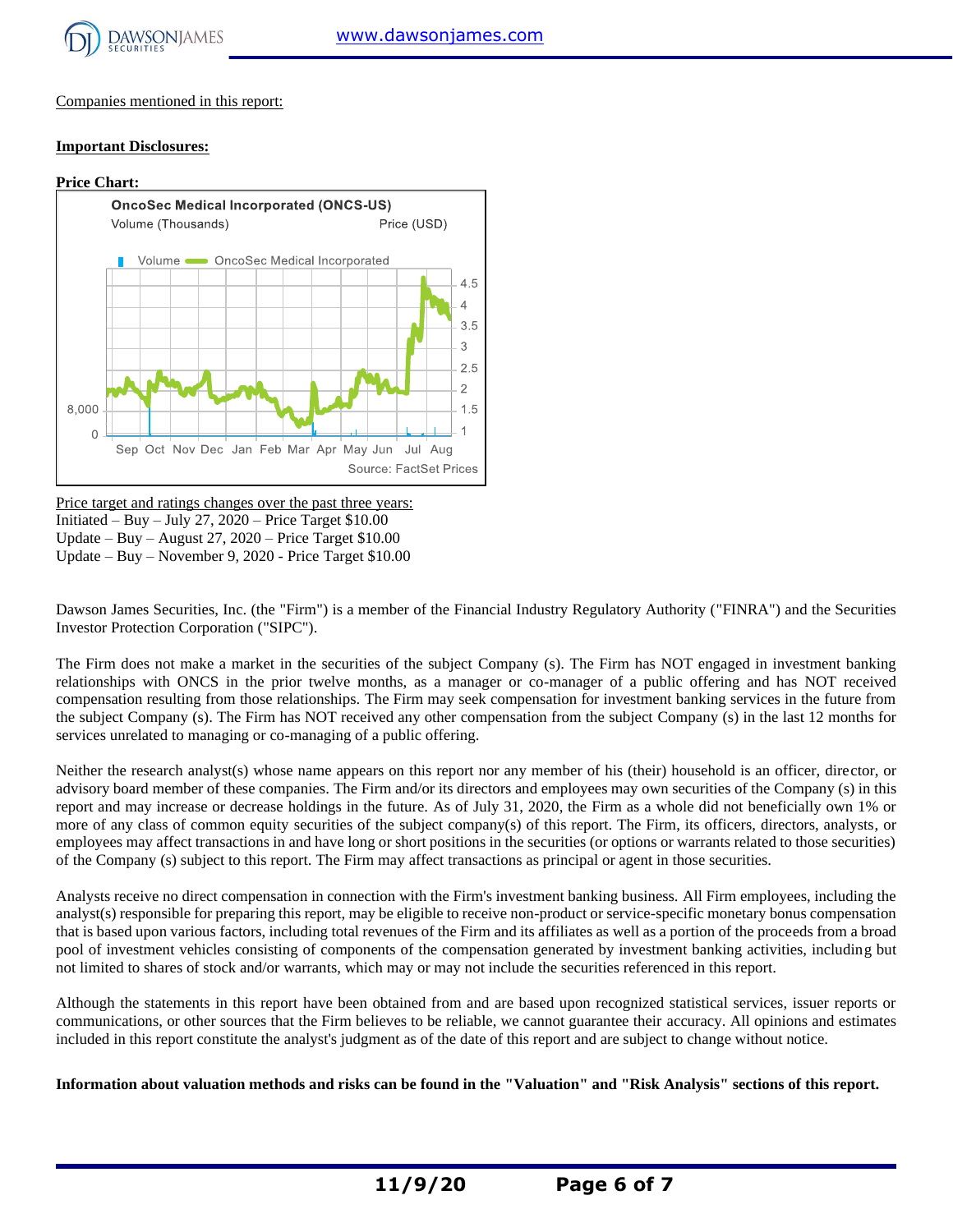Companies mentioned in this report:

**Important Disclosures:**

**Price Chart:**

Price target and ratings changes over the past three years:
Initiated – Buy – July 27, 2020 – Price Target $10.00
Update – Buy – August 27, 2020 – Price Target $10.00
Update – Buy – November 9, 2020 - Price Target $10.00

Dawson James Securities, Inc. (the "Firm") is a member of the Financial Industry Regulatory Authority ("FINRA") and the Securities Investor Protection Corporation ("SIPC").

The Firm does not make a market in the securities of the subject Company (s). The Firm has NOT engaged in investment banking relationships with ONCS in the prior twelve months, as a manager or co-manager of a public offering and has NOT received compensation resulting from those relationships. The Firm may seek compensation for investment banking services in the future from the subject Company (s). The Firm has NOT received any other compensation from the subject Company (s) in the last 12 months for services unrelated to managing or co-managing of a public offering.

Neither the research analyst(s) whose name appears on this report nor any member of his (their) household is an officer, director, or advisory board member of these companies. The Firm and/or its directors and employees may own securities of the Company (s) in this report and may increase or decrease holdings in the future. As of July 31, 2020, the Firm as a whole did not beneficially own 1% or more of any class of common equity securities of the subject company(s) of this report. The Firm, its officers, directors, analysts, or employees may affect transactions in and have long or short positions in the securities (or options or warrants related to those securities) of the Company (s) subject to this report. The Firm may affect transactions as principal or agent in those securities.

Analysts receive no direct compensation in connection with the Firm's investment banking business. All Firm employees, including the analyst(s) responsible for preparing this report, may be eligible to receive non-product or service-specific monetary bonus compensation that is based upon various factors, including total revenues of the Firm and its affiliates as well as a portion of the proceeds from a broad pool of investment vehicles consisting of components of the compensation generated by investment banking activities, including but not limited to shares of stock and/or warrants, which may or may not include the securities referenced in this report.

Although the statements in this report have been obtained from and are based upon recognized statistical services, issuer reports or communications, or other sources that the Firm believes to be reliable, we cannot guarantee their accuracy. All opinions and estimates included in this report constitute the analyst's judgment as of the date of this report and are subject to change without notice.

**Information about valuation methods and risks can be found in the "Valuation" and "Risk Analysis" sections of this report.**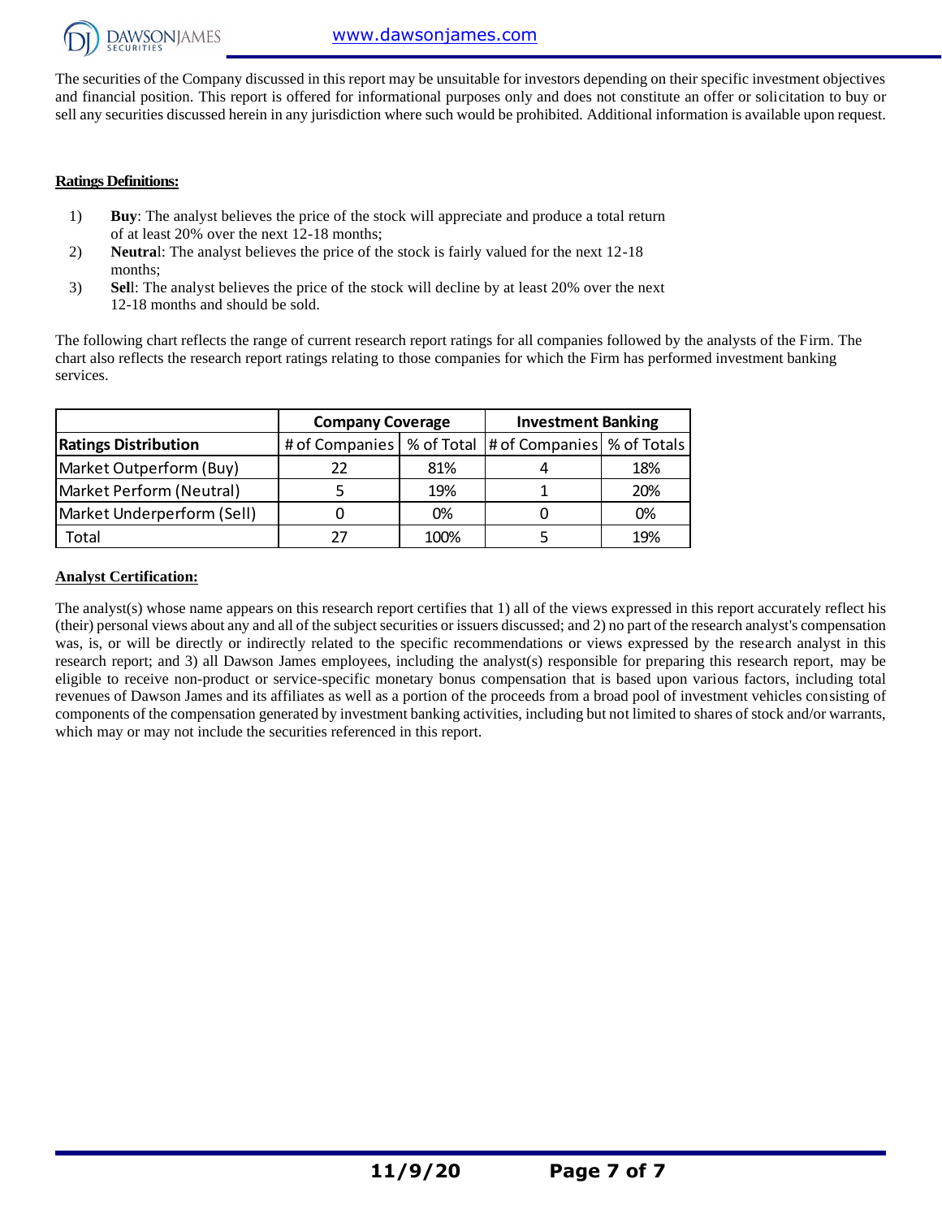The securities of the Company discussed in this report may be unsuitable for investors depending on their specific investment objectives and financial position. This report is offered for informational purposes only and does not constitute an offer or solicitation to buy or sell any securities discussed herein in any jurisdiction where such would be prohibited. Additional information is available upon request.

**Ratings Definitions:**

1) **Buy**: The analyst believes the price of the stock will appreciate and produce a total return of at least 20% over the next 12-18 months;
2) **Neutral**: The analyst believes the price of the stock is fairly valued for the next 12-18 months;
3) **Sell**: The analyst believes the price of the stock will decline by at least 20% over the next 12-18 months and should be sold.

The following chart reflects the range of current research report ratings for all companies followed by the analysts of the Firm. The chart also reflects the research report ratings relating to those companies for which the Firm has performed investment banking services.

| | Company Coverage | | Investment Banking | |
|---|---|---|---|---|
| **Ratings Distribution** | # of Companies | % of Total | # of Companies | % of Totals |
| Market Outperform (Buy) | 22 | 81% | 4 | 18% |
| Market Perform (Neutral) | 5 | 19% | 1 | 20% |
| Market Underperform (Sell) | 0 | 0% | 0 | 0% |
| Total | 27 | 100% | 5 | 19% |

**Analyst Certification:**

The analyst(s) whose name appears on this research report certifies that 1) all of the views expressed in this report accurately reflect his (their) personal views about any and all of the subject securities or issuers discussed; and 2) no part of the research analyst's compensation was, is, or will be directly or indirectly related to the specific recommendations or views expressed by the research analyst in this research report; and 3) all Dawson James employees, including the analyst(s) responsible for preparing this research report, may be eligible to receive non-product or service-specific monetary bonus compensation that is based upon various factors, including total revenues of Dawson James and its affiliates as well as a portion of the proceeds from a broad pool of investment vehicles consisting of components of the compensation generated by investment banking activities, including but not limited to shares of stock and/or warrants, which may or may not include the securities referenced in this report.